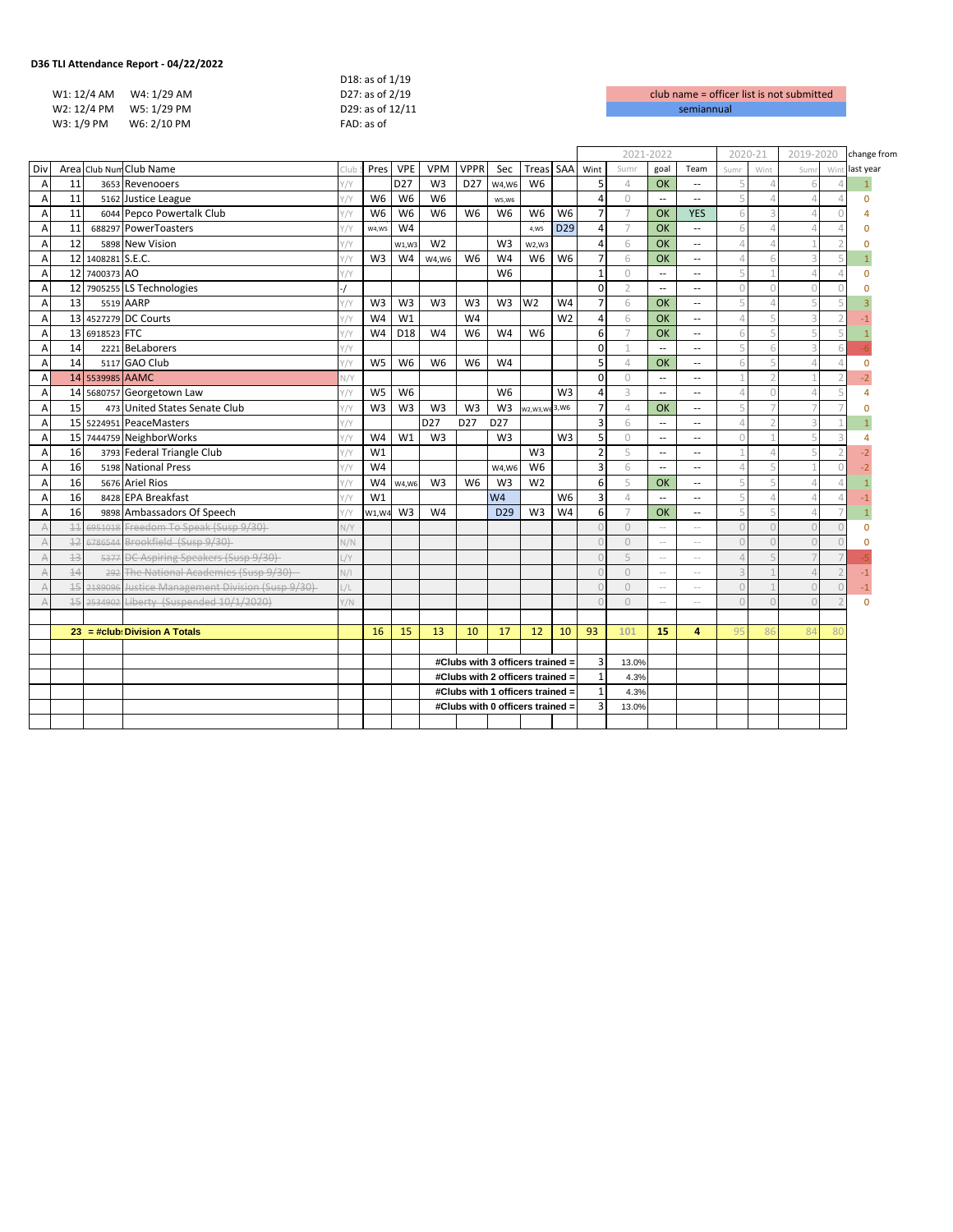**D36 TLI Attendance Report - 04/22/2022**

W1: 12/4 AM    W4: 1/29 AM
W2: 12/4 PM    W5: 1/29 PM
W3: 1/9 PM    W6: 2/10 PM

D18: as of 1/19
D27: as of 2/19
D29: as of 12/11
FAD: as of

club name = officer list is not submitted
semiannual

| Div | Area | Club Num | Club Name | Club | Pres | VPE | VPM | VPPR | Sec | Treas | SAA | 2021-2022 Wint | Sumr | goal | Team | 2020-21 Sumr | Wint | 2019-2020 Sumr | Wint | change from last year |
|---|---|---|---|---|---|---|---|---|---|---|---|---|---|---|---|---|---|---|---|---|
| A | 11 | 3653 | Revenooers | Y/Y | | D27 | W3 | D27 | W4,W6 | W6 | | 5 | 4 | OK | -- | 5 | 4 | 6 | 4 | 1 |
| A | 11 | 5162 | Justice League | Y/Y | W6 | W6 | W6 | | W5,W6 | | | 4 | 0 | -- | -- | 5 | 4 | 4 | 4 | 0 |
| A | 11 | 6044 | Pepco Powertalk Club | Y/Y | W6 | W6 | W6 | W6 | W6 | W6 | W6 | 7 | 7 | OK | YES | 6 | 3 | 4 | 0 | 4 |
| A | 11 | 688297 | PowerToasters | Y/Y | W4,W5 | W4 | | | | 4,W5 | D29 | 4 | 7 | OK | -- | 6 | 4 | 4 | 4 | 0 |
| A | 12 | 5898 | New Vision | Y/Y | | W1,W3 | W2 | | W3 | W2,W3 | | 4 | 6 | OK | -- | 4 | 4 | 1 | 2 | 0 |
| A | 12 | 1408281 | S.E.C. | Y/Y | W3 | W4 | W4,W6 | W6 | W4 | W6 | W6 | 7 | 6 | OK | -- | 4 | 6 | 3 | 5 | 1 |
| A | 12 | 7400373 | AO | Y/Y | | | | | W6 | | | 1 | 0 | -- | -- | 5 | 1 | 4 | 4 | 0 |
| A | 12 | 7905255 | LS Technologies | -/ | | | | | | | | 0 | 2 | -- | -- | 0 | 0 | 0 | 0 | 0 |
| A | 13 | 5519 | AARP | Y/Y | W3 | W3 | W3 | W3 | W3 | W2 | W4 | 7 | 6 | OK | -- | 5 | 4 | 5 | 5 | 3 |
| A | 13 | 4527279 | DC Courts | Y/Y | W4 | W1 | | W4 | | | W2 | 4 | 6 | OK | -- | 4 | 5 | 3 | 2 | -1 |
| A | 13 | 6918523 | FTC | Y/Y | W4 | D18 | W4 | W6 | W4 | W6 | | 6 | 7 | OK | -- | 6 | 5 | 5 | 5 | 1 |
| A | 14 | 2221 | BeLaborers | Y/Y | | | | | | | | 0 | 1 | -- | -- | 5 | 6 | 3 | 6 | -6 |
| A | 14 | 5117 | GAO Club | Y/Y | W5 | W6 | W6 | W6 | W4 | | | 5 | 4 | OK | -- | 6 | 5 | 4 | 4 | 0 |
| A | 14 | 5539985 | AAMC | N/Y | | | | | | | | 0 | 0 | -- | -- | 1 | 2 | 1 | 2 | -2 |
| A | 14 | 5680757 | Georgetown Law | Y/Y | W5 | W6 | | | W6 | | W3 | 4 | 3 | -- | -- | 4 | 0 | 4 | 5 | 4 |
| A | 15 | 473 | United States Senate Club | Y/Y | W3 | W3 | W3 | W3 | W3 | W2,W3,W6 | 3,W6 | 7 | 4 | OK | -- | 5 | 7 | 7 | 7 | 0 |
| A | 15 | 5224951 | PeaceMasters | Y/Y | | | D27 | D27 | D27 | | | 3 | 6 | -- | -- | 4 | 2 | 3 | 1 | 1 |
| A | 15 | 7444759 | NeighborWorks | Y/Y | W4 | W1 | W3 | | W3 | | W3 | 5 | 0 | -- | -- | 0 | 1 | 5 | 3 | 4 |
| A | 16 | 3793 | Federal Triangle Club | Y/Y | W1 | | | | | W3 | | 2 | 5 | -- | -- | 1 | 4 | 5 | 2 | -2 |
| A | 16 | 5198 | National Press | Y/Y | W4 | | | | W4,W6 | W6 | | 3 | 6 | -- | -- | 4 | 5 | 1 | 0 | -2 |
| A | 16 | 5676 | Ariel Rios | Y/Y | W4 | W4,W6 | W3 | W6 | W3 | W2 | | 6 | 5 | OK | -- | 5 | 5 | 4 | 4 | 1 |
| A | 16 | 8428 | EPA Breakfast | Y/Y | W1 | | | | W4 | | W6 | 3 | 4 | -- | -- | 5 | 4 | 4 | 4 | -1 |
| A | 16 | 9898 | Ambassadors Of Speech | Y/Y | W1,W4 | W3 | W4 | | D29 | W3 | W4 | 6 | 7 | OK | -- | 5 | 5 | 4 | 7 | 1 |
| A | ~~11~~ | ~~6951018~~ | ~~Freedom To Speak (Susp 9/30)~~ | N/Y | | | | | | | | 0 | 0 | -- | -- | 0 | 0 | 0 | 0 | 0 |
| A | ~~12~~ | ~~6786544~~ | ~~Brookfield (Susp 9/30)~~ | N/N | | | | | | | | 0 | 0 | -- | -- | 0 | 0 | 0 | 0 | 0 |
| A | ~~13~~ | ~~5377~~ | ~~DC Aspiring Speakers (Susp 9/30)~~ | L/Y | | | | | | | | 0 | 5 | -- | -- | 4 | 5 | 7 | 7 | -5 |
| A | ~~14~~ | ~~292~~ | ~~The National Academies (Susp 9/30)~~ | N/I | | | | | | | | 0 | 0 | -- | -- | 3 | 1 | 4 | 2 | -1 |
| A | ~~15~~ | ~~2189096~~ | ~~Justice Management Division (Susp 9/30)~~ | L/L | | | | | | | | 0 | 0 | -- | -- | 0 | 1 | 0 | 0 | -1 |
| A | ~~15~~ | ~~2534902~~ | ~~Liberty (Suspended 10/1/2020)~~ | Y/N | | | | | | | | 0 | 0 | -- | -- | 0 | 0 | 0 | 2 | 0 |
| | | | | | | | | | | | | | | | | | | | | |
| | **23** | **= #club** | **Division A Totals** | | **16** | **15** | **13** | **10** | **17** | **12** | **10** | **93** | **101** | **15** | **4** | 95 | 86 | 84 | 80 | |
| | | | | | | | | | | | | | | | | | | | | |
| | | | | | | | **#Clubs with 3 officers trained =** | | | | | 3 | 13.0% | | | | | | | |
| | | | | | | | **#Clubs with 2 officers trained =** | | | | | 1 | 4.3% | | | | | | | |
| | | | | | | | **#Clubs with 1 officers trained =** | | | | | 1 | 4.3% | | | | | | | |
| | | | | | | | **#Clubs with 0 officers trained =** | | | | | 3 | 13.0% | | | | | | | |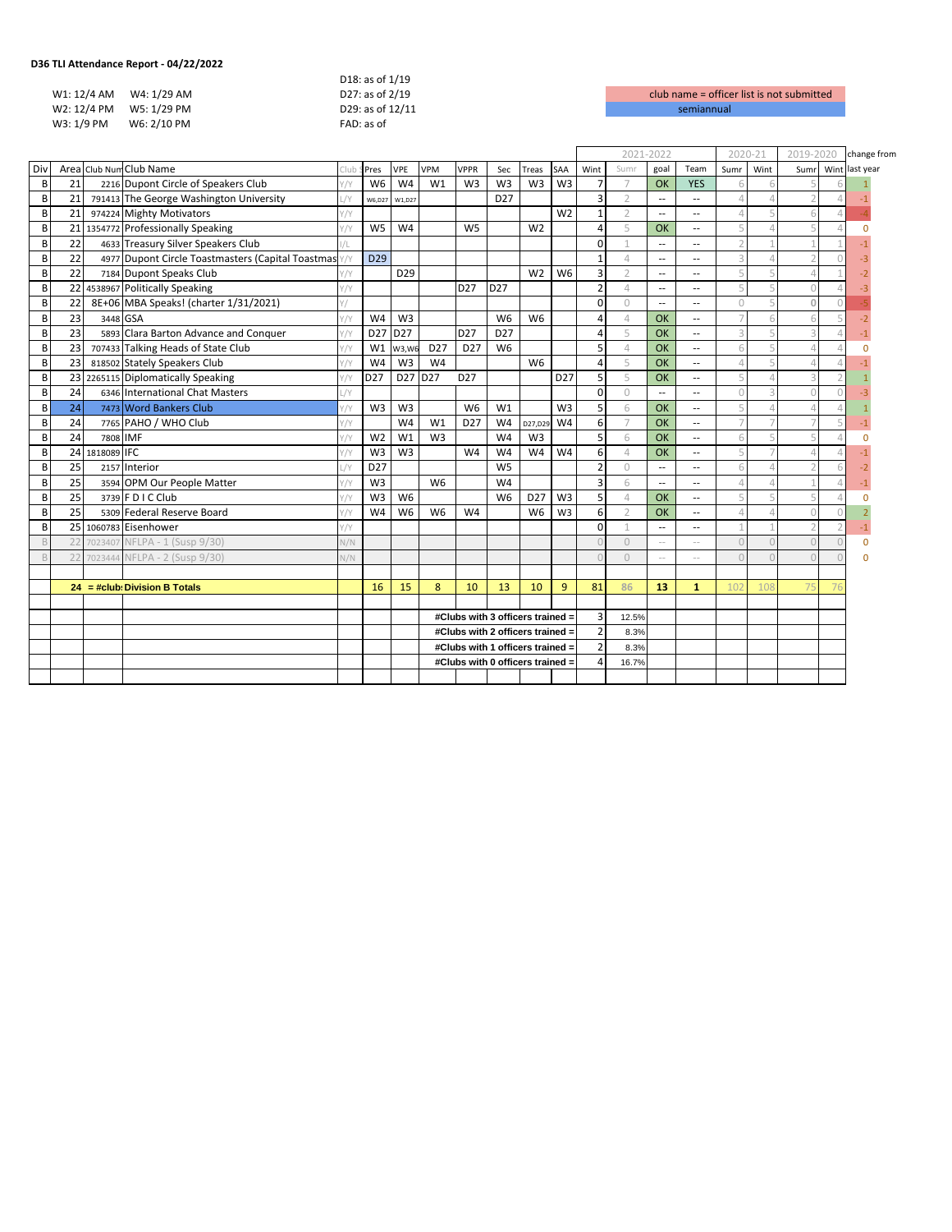# D36 TLI Attendance Report - 04/22/2022

W1: 12/4 AM  W4: 1/29 AM
W2: 12/4 PM  W5: 1/29 PM
W3: 1/9 PM  W6: 2/10 PM

D18: as of 1/19
D27: as of 2/19
D29: as of 12/11
FAD: as of

club name = officer list is not submitted

semiannual

| Div | Area | Club Num | Club Name | Club | Pres | VPE | VPM | VPPR | Sec | Treas | SAA | Wint | 2021-2022 Sumr | goal | Team | 2020-21 Sumr | Wint | 2019-2020 Sumr | Wint | change from last year |
|---|---|---|---|---|---|---|---|---|---|---|---|---|---|---|---|---|---|---|---|---|
| B | 21 | 2216 | Dupont Circle of Speakers Club | Y/Y | W6 | W4 | W1 | W3 | W3 | W3 | W3 | 7 | 7 | OK | YES | 6 | 6 | 5 | 6 | 1 |
| B | 21 | 791413 | The George Washington University | L/Y | W6,D27 | W1,D27 | | | D27 | | | 3 | 2 | -- | -- | 4 | 4 | 2 | 4 | -1 |
| B | 21 | 974224 | Mighty Motivators | Y/Y | | | | | | | W2 | 1 | 2 | -- | -- | 4 | 5 | 6 | 4 | -4 |
| B | 21 | 1354772 | Professionally Speaking | Y/Y | W5 | W4 | | W5 | | W2 | | 4 | 5 | OK | -- | 5 | 4 | 5 | 4 | 0 |
| B | 22 | 4633 | Treasury Silver Speakers Club | I/L | | | | | | | | 0 | 1 | -- | -- | 2 | 1 | 1 | 1 | -1 |
| B | 22 | 4977 | Dupont Circle Toastmasters (Capital Toastmas | Y/Y | D29 | | | | | | | 1 | 4 | -- | -- | 3 | 4 | 2 | 0 | -3 |
| B | 22 | 7184 | Dupont Speaks Club | Y/Y | | D29 | | | | W2 | W6 | 3 | 2 | -- | -- | 5 | 5 | 4 | 1 | -2 |
| B | 22 | 4538967 | Politically Speaking | Y/Y | | | | D27 | D27 | | | 2 | 4 | -- | -- | 5 | 5 | 0 | 4 | -3 |
| B | 22 | 8E+06 | MBA Speaks! (charter 1/31/2021) | Y/ | | | | | | | | 0 | 0 | -- | -- | 0 | 5 | 0 | 0 | -5 |
| B | 23 | 3448 | GSA | Y/Y | W4 | W3 | | | W6 | W6 | | 4 | 4 | OK | -- | 7 | 6 | 6 | 5 | -2 |
| B | 23 | 5893 | Clara Barton Advance and Conquer | Y/Y | D27 | D27 | | D27 | D27 | | | 4 | 5 | OK | -- | 3 | 5 | 3 | 4 | -1 |
| B | 23 | 707433 | Talking Heads of State Club | Y/Y | W1 | W3,W6 | D27 | D27 | W6 | | | 5 | 4 | OK | -- | 6 | 5 | 4 | 4 | 0 |
| B | 23 | 818502 | Stately Speakers Club | Y/Y | W4 | W3 | W4 | | | W6 | | 4 | 5 | OK | -- | 4 | 5 | 4 | 4 | -1 |
| B | 23 | 2265115 | Diplomatically Speaking | Y/Y | D27 | D27 | D27 | D27 | | | D27 | 5 | 5 | OK | -- | 5 | 4 | 3 | 2 | 1 |
| B | 24 | 6346 | International Chat Masters | L/Y | | | | | | | | 0 | 0 | -- | -- | 0 | 3 | 0 | 0 | -3 |
| B | 24 | 7473 | Word Bankers Club | Y/Y | W3 | W3 | | W6 | W1 | | W3 | 5 | 6 | OK | -- | 5 | 4 | 4 | 4 | 1 |
| B | 24 | 7765 | PAHO / WHO Club | Y/Y | | W4 | W1 | D27 | W4 | D27,D29 | W4 | 6 | 7 | OK | -- | 7 | 7 | 7 | 5 | -1 |
| B | 24 | 7808 | IMF | Y/Y | W2 | W1 | W3 | | W4 | W3 | | 5 | 6 | OK | -- | 6 | 5 | 5 | 4 | 0 |
| B | 24 | 1818089 | IFC | Y/Y | W3 | W3 | | W4 | W4 | W4 | W4 | 6 | 4 | OK | -- | 5 | 7 | 4 | 4 | -1 |
| B | 25 | 2157 | Interior | L/Y | D27 | | | | W5 | | | 2 | 0 | -- | -- | 6 | 4 | 2 | 6 | -2 |
| B | 25 | 3594 | OPM Our People Matter | Y/Y | W3 | | W6 | | W4 | | | 3 | 6 | -- | -- | 4 | 4 | 1 | 4 | -1 |
| B | 25 | 3739 | F D I C Club | Y/Y | W3 | W6 | | | W6 | D27 | W3 | 5 | 4 | OK | -- | 5 | 5 | 5 | 4 | 0 |
| B | 25 | 5309 | Federal Reserve Board | Y/Y | W4 | W6 | W6 | W4 | | W6 | W3 | 6 | 2 | OK | -- | 4 | 4 | 0 | 0 | 2 |
| B | 25 | 1060783 | Eisenhower | Y/Y | | | | | | | | 0 | 1 | -- | -- | 1 | 1 | 2 | 2 | -1 |
| B | 22 | 7023407 | NFLPA - 1 (Susp 9/30) | N/N | | | | | | | | 0 | 0 | -- | -- | 0 | 0 | 0 | 0 | 0 |
| B | 22 | 7023444 | NFLPA - 2 (Susp 9/30) | N/N | | | | | | | | 0 | 0 | -- | -- | 0 | 0 | 0 | 0 | 0 |
| | | | | | | | | | | | | | | | | | | | | |
| | 24 | = #club: | **Division B Totals** | | 16 | 15 | 8 | 10 | 13 | 10 | 9 | 81 | 86 | 13 | 1 | 102 | 108 | 75 | 76 | |
| | | | | | | | | | | | | | | | | | | | | |
| | | | | | | | | **#Clubs with 3 officers trained =** | | | | 3 | 12.5% | | | | | | | |
| | | | | | | | | **#Clubs with 2 officers trained =** | | | | 2 | 8.3% | | | | | | | |
| | | | | | | | | **#Clubs with 1 officers trained =** | | | | 2 | 8.3% | | | | | | | |
| | | | | | | | | **#Clubs with 0 officers trained =** | | | | 4 | 16.7% | | | | | | | |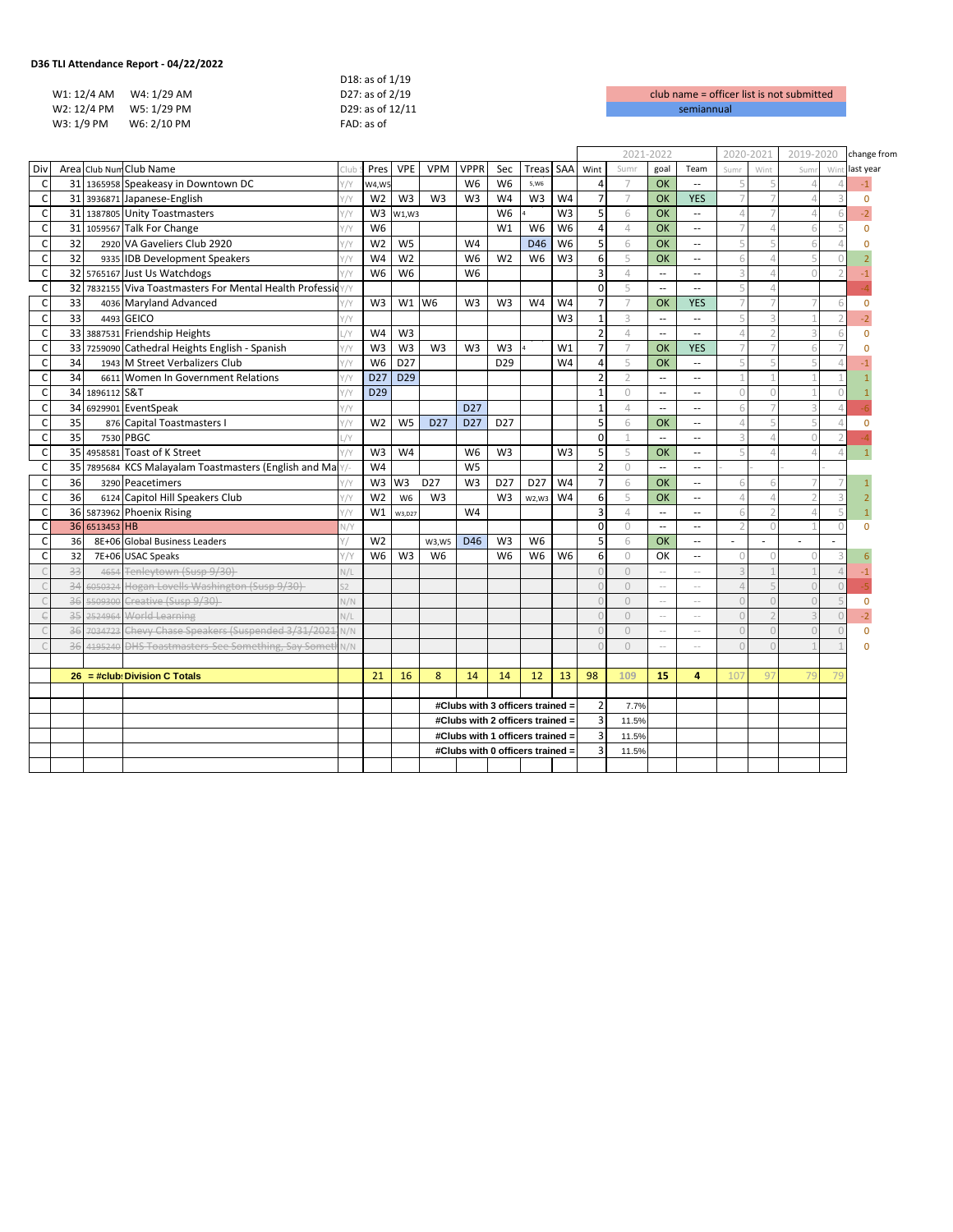**D36 TLI Attendance Report - 04/22/2022**

W1: 12/4 AM W4: 1/29 AM
W2: 12/4 PM W5: 1/29 PM
W3: 1/9 PM W6: 2/10 PM

D18: as of 1/19
D27: as of 2/19
D29: as of 12/11
FAD: as of

club name = officer list is not submitted
semiannual

| Div | Area | Club Num | Club Name | Club | Pres | VPE | VPM | VPPR | Sec | Treas | SAA | Wint | 2021-2022 Sumr | goal | Team | 2020-2021 Sumr | Wint | 2019-2020 Sumr | Wint | change from last year |
|---|---|---|---|---|---|---|---|---|---|---|---|---|---|---|---|---|---|---|---|---|
| C | 31 | 1365958 | Speakeasy in Downtown DC | Y/Y | W4,W5 | | | W6 | W6 | 5,W6 | | 4 | 7 | OK | -- | 5 | 5 | 4 | 4 | -1 |
| C | 31 | 3936871 | Japanese-English | Y/Y | W2 | W3 | W3 | W3 | W4 | W3 | W4 | 7 | 7 | OK | YES | 7 | 7 | 4 | 3 | 0 |
| C | 31 | 1387805 | Unity Toastmasters | Y/Y | W3 | W1,W3 | | | W6 | 4 | W3 | 5 | 6 | OK | -- | 4 | 7 | 4 | 6 | -2 |
| C | 31 | 1059567 | Talk For Change | Y/Y | W6 | | | | W1 | W6 | W6 | 4 | 4 | OK | -- | 7 | 4 | 6 | 5 | 0 |
| C | 32 | 2920 | VA Gaveliers Club 2920 | Y/Y | W2 | W5 | | W4 | | D46 | W6 | 5 | 6 | OK | -- | 5 | 5 | 6 | 4 | 0 |
| C | 32 | 9335 | IDB Development Speakers | Y/Y | W4 | W2 | | W6 | W2 | W6 | W3 | 6 | 5 | OK | -- | 6 | 4 | 5 | 0 | 2 |
| C | 32 | 5765167 | Just Us Watchdogs | Y/Y | W6 | W6 | | W6 | | | | 3 | 4 | -- | -- | 3 | 4 | 0 | 2 | -1 |
| C | 32 | 7832155 | Viva Toastmasters For Mental Health Professio | Y/Y | | | | | | | | 0 | 5 | -- | -- | 5 | 4 | | | -4 |
| C | 33 | 4036 | Maryland Advanced | Y/Y | W3 | W1 | W6 | W3 | W3 | W4 | W4 | 7 | 7 | OK | YES | 7 | 7 | 7 | 6 | 0 |
| C | 33 | 4493 | GEICO | Y/Y | | | | | | | W3 | 1 | 3 | -- | -- | 5 | 3 | 1 | 2 | -2 |
| C | 33 | 3887531 | Friendship Heights | L/Y | W4 | W3 | | | | | | 2 | 4 | -- | -- | 4 | 2 | 3 | 6 | 0 |
| C | 33 | 7259090 | Cathedral Heights English - Spanish | Y/Y | W3 | W3 | W3 | W3 | W3 | 4 | W1 | 7 | 7 | OK | YES | 7 | 7 | 6 | 7 | 0 |
| C | 34 | 1943 | M Street Verbalizers Club | Y/Y | W6 | D27 | | | D29 | | W4 | 4 | 5 | OK | -- | 5 | 5 | 5 | 4 | -1 |
| C | 34 | 6611 | Women In Government Relations | Y/Y | D27 | D29 | | | | | | 2 | 2 | -- | -- | 1 | 1 | 1 | 1 | 1 |
| C | 34 | 1896112 | S&T | Y/Y | D29 | | | | | | | 1 | 0 | -- | -- | 0 | 0 | 1 | 0 | 1 |
| C | 34 | 6929901 | EventSpeak | Y/Y | | | | D27 | | | | 1 | 4 | -- | -- | 6 | 7 | 3 | 4 | -6 |
| C | 35 | 876 | Capital Toastmasters I | Y/Y | W2 | W5 | D27 | D27 | D27 | | | 5 | 6 | OK | -- | 4 | 5 | 5 | 4 | 0 |
| C | 35 | 7530 | PBGC | L/Y | | | | | | | | 0 | 1 | -- | -- | 3 | 4 | 0 | 2 | -4 |
| C | 35 | 4958581 | Toast of K Street | Y/Y | W3 | W4 | | W6 | W3 | | W3 | 5 | 5 | OK | -- | 5 | 4 | 4 | 4 | 1 |
| C | 35 | 7895684 | KCS Malayalam Toastmasters (English and Ma | Y/- | W4 | | | W5 | | | | 2 | 0 | -- | -- | - | - | - | - | |
| C | 36 | 3290 | Peacetimers | Y/Y | W3 | W3 | D27 | W3 | D27 | D27 | W4 | 7 | 6 | OK | -- | 6 | 6 | 7 | 7 | 1 |
| C | 36 | 6124 | Capitol Hill Speakers Club | Y/Y | W2 | W6 | W3 | | W3 | W2,W3 | W4 | 6 | 5 | OK | -- | 4 | 4 | 2 | 3 | 2 |
| C | 36 | 5873962 | Phoenix Rising | Y/Y | W1 | W3,D27 | | W4 | | | | 3 | 4 | -- | -- | 6 | 2 | 4 | 5 | 1 |
| C | 36 | 6513453 | HB | N/Y | | | | | | | | 0 | 0 | -- | -- | 2 | 0 | 1 | 0 | 0 |
| C | 36 | 8E+06 | Global Business Leaders | Y/ | W2 | | W3,W5 | D46 | W3 | W6 | | 5 | 6 | OK | -- | - | - | - | - | |
| C | 32 | 7E+06 | USAC Speaks | Y/Y | W6 | W3 | W6 | | W6 | W6 | W6 | 6 | 0 | OK | -- | 0 | 0 | 0 | 3 | 6 |
| C | ~~33~~ | ~~4654~~ | ~~Tenleytown (Susp 9/30)~~ | N/L | | | | | | | | 0 | 0 | -- | -- | 3 | 1 | 1 | 4 | -1 |
| C | ~~34~~ | ~~6050324~~ | ~~Hogan Lovells Washington (Susp 9/30)~~ | S2 | | | | | | | | 0 | 0 | -- | -- | 4 | 5 | 0 | 0 | -5 |
| C | ~~36~~ | ~~5509300~~ | ~~Creative (Susp 9/30)~~ | N/N | | | | | | | | 0 | 0 | -- | -- | 0 | 0 | 0 | 5 | 0 |
| C | ~~35~~ | ~~2524964~~ | ~~World Learning~~ | N/L | | | | | | | | 0 | 0 | -- | -- | 0 | 2 | 3 | 0 | -2 |
| C | ~~36~~ | ~~7034723~~ | ~~Chevy Chase Speakers (Suspended 3/31/2021)~~ | N/N | | | | | | | | 0 | 0 | -- | -- | 0 | 0 | 0 | 0 | 0 |
| C | ~~36~~ | ~~4195240~~ | ~~DHS Toastmasters-See Something, Say Someth~~ | N/N | | | | | | | | 0 | 0 | -- | -- | 0 | 0 | 1 | 1 | 0 |
| | **26** | **= #club** | **Division C Totals** | | **21** | **16** | **8** | **14** | **14** | **12** | **13** | **98** | **109** | **15** | **4** | **107** | **97** | **79** | **79** | |
| | | | | | | | **#Clubs with 3 officers trained =** | | | | | 2 | 7.7% | | | | | | | |
| | | | | | | | **#Clubs with 2 officers trained =** | | | | | 3 | 11.5% | | | | | | | |
| | | | | | | | **#Clubs with 1 officers trained =** | | | | | 3 | 11.5% | | | | | | | |
| | | | | | | | **#Clubs with 0 officers trained =** | | | | | 3 | 11.5% | | | | | | | |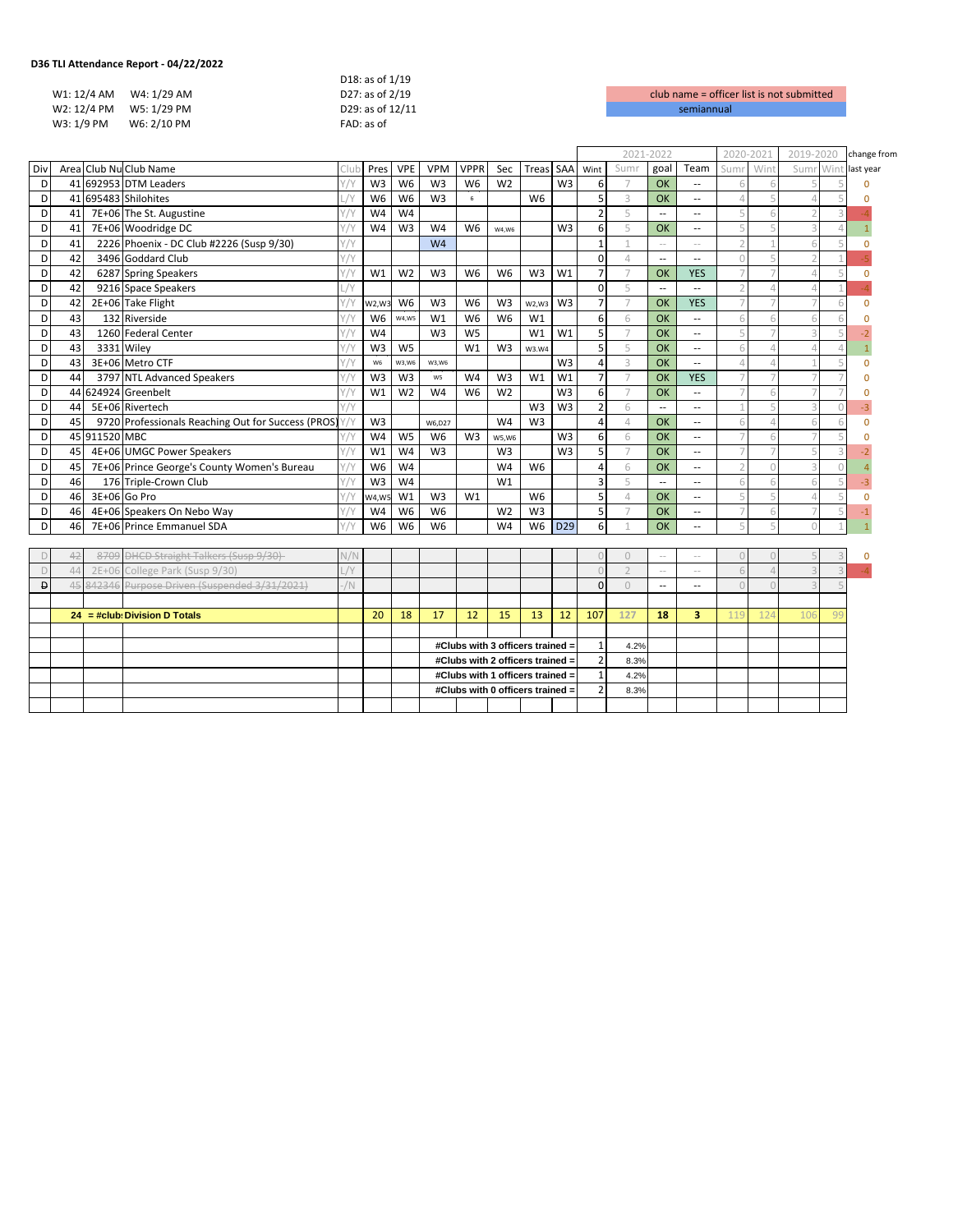**D36 TLI Attendance Report - 04/22/2022**

W1: 12/4 AM W4: 1/29 AM
W2: 12/4 PM W5: 1/29 PM
W3: 1/9 PM W6: 2/10 PM

D18: as of 1/19
D27: as of 2/19
D29: as of 12/11
FAD: as of

club name = officer list is not submitted
semiannual

| Div | Area | Club Nu | Club Name | Club | Pres | VPE | VPM | VPPR | Sec | Treas | SAA | Wint | 2021-2022 Sumr | goal | Team | 2020-2021 Sumr | Wint | 2019-2020 Sumr | Wint | change from last year |
|---|---|---|---|---|---|---|---|---|---|---|---|---|---|---|---|---|---|---|---|---|
| D | 41 | 692953 | DTM Leaders | Y/Y | W3 | W6 | W3 | W6 | W2 | | W3 | 6 | 7 | OK | -- | 6 | 6 | 5 | 5 | 0 |
| D | 41 | 695483 | Shilohites | L/Y | W6 | W6 | W3 | 6 | | W6 | | 5 | 3 | OK | -- | 4 | 5 | 4 | 5 | 0 |
| D | 41 | 7E+06 | The St. Augustine | Y/Y | W4 | W4 | | | | | | 2 | 5 | -- | -- | 5 | 6 | 2 | 3 | -4 |
| D | 41 | 7E+06 | Woodridge DC | Y/Y | W4 | W3 | W4 | W6 | W4,W6 | | W3 | 6 | 5 | OK | -- | 5 | 5 | 3 | 4 | 1 |
| D | 41 | 2226 | Phoenix - DC Club #2226 (Susp 9/30) | Y/Y | | | W4 | | | | | 1 | 1 | -- | -- | 2 | 1 | 6 | 5 | 0 |
| D | 42 | 3496 | Goddard Club | Y/Y | | | | | | | | 0 | 4 | -- | -- | 0 | 5 | 2 | 1 | -5 |
| D | 42 | 6287 | Spring Speakers | Y/Y | W1 | W2 | W3 | W6 | W6 | W3 | W1 | 7 | 7 | OK | YES | 7 | 7 | 4 | 5 | 0 |
| D | 42 | 9216 | Space Speakers | L/Y | | | | | | | | 0 | 5 | -- | -- | 2 | 4 | 4 | 1 | -4 |
| D | 42 | 2E+06 | Take Flight | Y/Y | W2,W3 | W6 | W3 | W6 | W3 | W2,W3 | W3 | 7 | 7 | OK | YES | 7 | 7 | 7 | 6 | 0 |
| D | 43 | 132 | Riverside | Y/Y | W6 | W4,W5 | W1 | W6 | W6 | W1 | | 6 | 6 | OK | -- | 6 | 6 | 6 | 6 | 0 |
| D | 43 | 1260 | Federal Center | Y/Y | W4 | | W3 | W5 | | W1 | W1 | 5 | 7 | OK | -- | 5 | 7 | 3 | 5 | -2 |
| D | 43 | 3331 | Wiley | Y/Y | W3 | W5 | | W1 | W3 | W3.W4 | | 5 | 5 | OK | -- | 6 | 4 | 4 | 4 | 1 |
| D | 43 | 3E+06 | Metro CTF | Y/Y | W6 | W3,W6 | W3,W6 | | | | W3 | 4 | 3 | OK | -- | 4 | 4 | 1 | 5 | 0 |
| D | 44 | 3797 | NTL Advanced Speakers | Y/Y | W3 | W3 | W5 | W4 | W3 | W1 | W1 | 7 | 7 | OK | YES | 7 | 7 | 7 | 7 | 0 |
| D | 44 | 624924 | Greenbelt | Y/Y | W1 | W2 | W4 | W6 | W2 | | W3 | 6 | 7 | OK | -- | 7 | 6 | 7 | 7 | 0 |
| D | 44 | 5E+06 | Rivertech | Y/Y | | | | | | W3 | W3 | 2 | 6 | -- | -- | 1 | 5 | 3 | 0 | -3 |
| D | 45 | 9720 | Professionals Reaching Out for Success (PROS) | Y/Y | W3 | | W6,D27 | | W4 | W3 | | 4 | 4 | OK | -- | 6 | 4 | 6 | 6 | 0 |
| D | 45 | 911520 | MBC | Y/Y | W4 | W5 | W6 | W3 | W5,W6 | | W3 | 6 | 6 | OK | -- | 7 | 6 | 7 | 5 | 0 |
| D | 45 | 4E+06 | UMGC Power Speakers | Y/Y | W1 | W4 | W3 | | W3 | | W3 | 5 | 7 | OK | -- | 7 | 7 | 5 | 3 | -2 |
| D | 45 | 7E+06 | Prince George's County Women's Bureau | Y/Y | W6 | W4 | | | W4 | W6 | | 4 | 6 | OK | -- | 2 | 0 | 3 | 0 | 4 |
| D | 46 | 176 | Triple-Crown Club | Y/Y | W3 | W4 | | | W1 | | | 3 | 5 | -- | -- | 6 | 6 | 6 | 5 | -3 |
| D | 46 | 3E+06 | Go Pro | Y/Y | W4,W5 | W1 | W3 | W1 | | W6 | | 5 | 4 | OK | -- | 5 | 5 | 4 | 5 | 0 |
| D | 46 | 4E+06 | Speakers On Nebo Way | Y/Y | W4 | W6 | W6 | | W2 | W3 | | 5 | 7 | OK | -- | 7 | 6 | 7 | 5 | -1 |
| D | 46 | 7E+06 | Prince Emmanuel SDA | Y/Y | W6 | W6 | W6 | | W4 | W6 | D29 | 6 | 1 | OK | -- | 5 | 5 | 0 | 1 | 1 |
| | | | | | | | | | | | | | | | | | | | | |
| D | 42 | 8709 | ~~DHCD Straight Talkers (Susp 9/30)~~ | N/N | | | | | | | | 0 | 0 | -- | -- | 0 | 0 | 5 | 3 | 0 |
| D | 44 | 2E+06 | College Park (Susp 9/30) | L/Y | | | | | | | | 0 | 2 | -- | -- | 6 | 4 | 3 | 3 | -4 |
| D | 45 | 842346 | ~~Purpose Driven (Suspended 3/31/2021)~~ | -/N | | | | | | | | 0 | 0 | -- | -- | 0 | 0 | 3 | 5 | |
| | | | | | | | | | | | | | | | | | | | | |
| | 24 | = #club: | **Division D Totals** | | 20 | 18 | 17 | 12 | 15 | 13 | 12 | 107 | 127 | 18 | 3 | 119 | 124 | 106 | 99 | |
| | | | | | | | **#Clubs with 3 officers trained =** | | | | | 1 | 4.2% | | | | | | | |
| | | | | | | | **#Clubs with 2 officers trained =** | | | | | 2 | 8.3% | | | | | | | |
| | | | | | | | **#Clubs with 1 officers trained =** | | | | | 1 | 4.2% | | | | | | | |
| | | | | | | | **#Clubs with 0 officers trained =** | | | | | 2 | 8.3% | | | | | | | |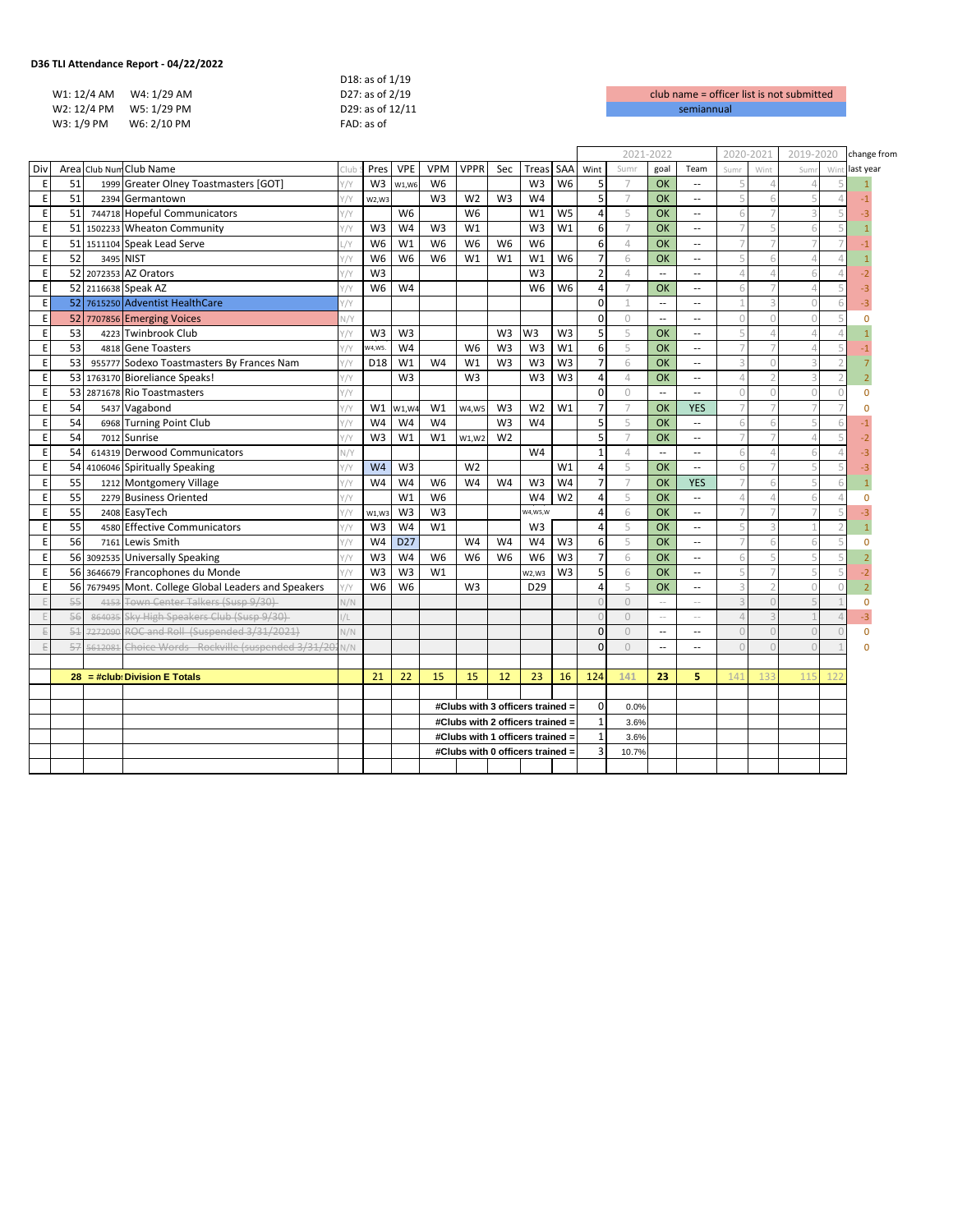**D36 TLI Attendance Report - 04/22/2022**

W1: 12/4 AM    W4: 1/29 AM
W2: 12/4 PM    W5: 1/29 PM
W3: 1/9 PM    W6: 2/10 PM

D18: as of 1/19
D27: as of 2/19
D29: as of 12/11
FAD: as of

club name = officer list is not submitted

semiannual

| Div | Area | Club Num | Club Name | Club | Pres | VPE | VPM | VPPR | Sec | Treas | SAA | Wint | 2021-2022 Sumr | goal | Team | 2020-2021 Sumr | Wint | 2019-2020 Sumr | Wint | change from last year |
|---|---|---|---|---|---|---|---|---|---|---|---|---|---|---|---|---|---|---|---|---|
| E | 51 | 1999 | Greater Olney Toastmasters [GOT] | Y/Y | W3 | W1,W6 | W6 | | | W3 | W6 | 5 | 7 | OK | -- | 5 | 4 | 4 | 5 | 1 |
| E | 51 | 2394 | Germantown | Y/Y | W2,W3 | | W3 | W2 | W3 | W4 | | 5 | 7 | OK | -- | 5 | 6 | 5 | 4 | -1 |
| E | 51 | 744718 | Hopeful Communicators | Y/Y | | W6 | | W6 | | W1 | W5 | 4 | 5 | OK | -- | 6 | 7 | 3 | 5 | -3 |
| E | 51 | 1502233 | Wheaton Community | Y/Y | W3 | W4 | W3 | W1 | | W3 | W1 | 6 | 7 | OK | -- | 7 | 5 | 6 | 5 | 1 |
| E | 51 | 1511104 | Speak Lead Serve | L/Y | W6 | W1 | W6 | W6 | W6 | W6 | | 6 | 4 | OK | -- | 7 | 7 | 7 | 7 | -1 |
| E | 52 | 3495 | NIST | Y/Y | W6 | W6 | W6 | W1 | W1 | W1 | W6 | 7 | 6 | OK | -- | 5 | 6 | 4 | 4 | 1 |
| E | 52 | 2072353 | AZ Orators | Y/Y | W3 | | | | | W3 | | 2 | 4 | -- | -- | 4 | 4 | 6 | 4 | -2 |
| E | 52 | 2116638 | Speak AZ | Y/Y | W6 | W4 | | | | W6 | W6 | 4 | 7 | OK | -- | 6 | 7 | 4 | 5 | -3 |
| E | 52 | 7615250 | Adventist HealthCare | Y/Y | | | | | | | | 0 | 1 | -- | -- | 1 | 3 | 0 | 6 | -3 |
| E | 52 | 7707856 | Emerging Voices | N/Y | | | | | | | | 0 | 0 | -- | -- | 0 | 0 | 0 | 5 | 0 |
| E | 53 | 4223 | Twinbrook Club | Y/Y | W3 | W3 | | | W3 | W3 | W3 | 5 | 5 | OK | -- | 5 | 4 | 4 | 4 | 1 |
| E | 53 | 4818 | Gene Toasters | Y/Y | W4,W5. | W4 | | W6 | W3 | W3 | W1 | 6 | 5 | OK | -- | 7 | 7 | 4 | 5 | -1 |
| E | 53 | 955777 | Sodexo Toastmasters By Frances Nam | Y/Y | D18 | W1 | W4 | W1 | W3 | W3 | W3 | 7 | 6 | OK | -- | 3 | 0 | 3 | 2 | 7 |
| E | 53 | 1763170 | Bioreliance Speaks! | Y/Y | | W3 | | W3 | | W3 | W3 | 4 | 4 | OK | -- | 4 | 2 | 3 | 2 | 2 |
| E | 53 | 2871678 | Rio Toastmasters | Y/Y | | | | | | | | 0 | 0 | -- | -- | 0 | 0 | 0 | 0 | 0 |
| E | 54 | 5437 | Vagabond | Y/Y | W1 | W1,W4 | W1 | W4,W5 | W3 | W2 | W1 | 7 | 7 | OK | YES | 7 | 7 | 7 | 7 | 0 |
| E | 54 | 6968 | Turning Point Club | Y/Y | W4 | W4 | W4 | | W3 | W4 | | 5 | 5 | OK | -- | 6 | 6 | 5 | 6 | -1 |
| E | 54 | 7012 | Sunrise | Y/Y | W3 | W1 | W1 | W1,W2 | W2 | | | 5 | 7 | OK | -- | 7 | 7 | 4 | 5 | -2 |
| E | 54 | 614319 | Derwood Communicators | N/Y | | | | | | W4 | | 1 | 4 | -- | -- | 6 | 4 | 6 | 4 | -3 |
| E | 54 | 4106046 | Spiritually Speaking | Y/Y | W4 | W3 | | W2 | | | W1 | 4 | 5 | OK | -- | 6 | 7 | 5 | 5 | -3 |
| E | 55 | 1212 | Montgomery Village | Y/Y | W4 | W4 | W6 | W4 | W4 | W3 | W4 | 7 | 7 | OK | YES | 7 | 6 | 5 | 6 | 1 |
| E | 55 | 2279 | Business Oriented | Y/Y | | W1 | W6 | | | W4 | W2 | 4 | 5 | OK | -- | 4 | 4 | 6 | 4 | 0 |
| E | 55 | 2408 | EasyTech | Y/Y | W1,W3 | W3 | W3 | | | W4,W5,W | | 4 | 6 | OK | -- | 7 | 7 | 7 | 5 | -3 |
| E | 55 | 4580 | Effective Communicators | Y/Y | W3 | W4 | W1 | | | W3 | | 4 | 5 | OK | -- | 5 | 3 | 1 | 2 | 1 |
| E | 56 | 7161 | Lewis Smith | Y/Y | W4 | D27 | | W4 | W4 | W4 | W3 | 6 | 5 | OK | -- | 7 | 6 | 6 | 5 | 0 |
| E | 56 | 3092535 | Universally Speaking | Y/Y | W3 | W4 | W6 | W6 | W6 | W6 | W3 | 7 | 6 | OK | -- | 6 | 5 | 5 | 5 | 2 |
| E | 56 | 3646679 | Francophones du Monde | Y/Y | W3 | W3 | W1 | | | W2,W3 | W3 | 5 | 6 | OK | -- | 5 | 7 | 5 | 5 | -2 |
| E | 56 | 7679495 | Mont. College Global Leaders and Speakers | Y/Y | W6 | W6 | | W3 | | D29 | | 4 | 5 | OK | -- | 3 | 2 | 0 | 0 | 2 |
| E | 55 | 4153 | ~~Town Center Talkers (Susp 9/30)~~ | N/N | | | | | | | | 0 | 0 | -- | -- | 3 | 0 | 5 | 1 | 0 |
| E | 56 | 864035 | ~~Sky High Speakers Club (Susp 9/30)~~ | I/L | | | | | | | | 0 | 0 | -- | -- | 4 | 3 | 1 | 4 | -3 |
| E | 51 | 7272090 | ~~ROC and Roll (Suspended 3/31/2021)~~ | N/N | | | | | | | | 0 | 0 | -- | -- | 0 | 0 | 0 | 0 | 0 |
| E | 57 | 5612081 | ~~Choice Words - Rockville (suspended 3/31/20~~ | N/N | | | | | | | | 0 | 0 | -- | -- | 0 | 0 | 0 | 1 | 0 |
| | **28** | **= #club** | **Division E Totals** | | **21** | **22** | **15** | **15** | **12** | **23** | **16** | **124** | **141** | **23** | **5** | 141 | 133 | 115 | 122 | |

| | |
|---|---|
| **#Clubs with 3 officers trained =** | 0 (0.0%) |
| **#Clubs with 2 officers trained =** | 1 (3.6%) |
| **#Clubs with 1 officers trained =** | 1 (3.6%) |
| **#Clubs with 0 officers trained =** | 3 (10.7%) |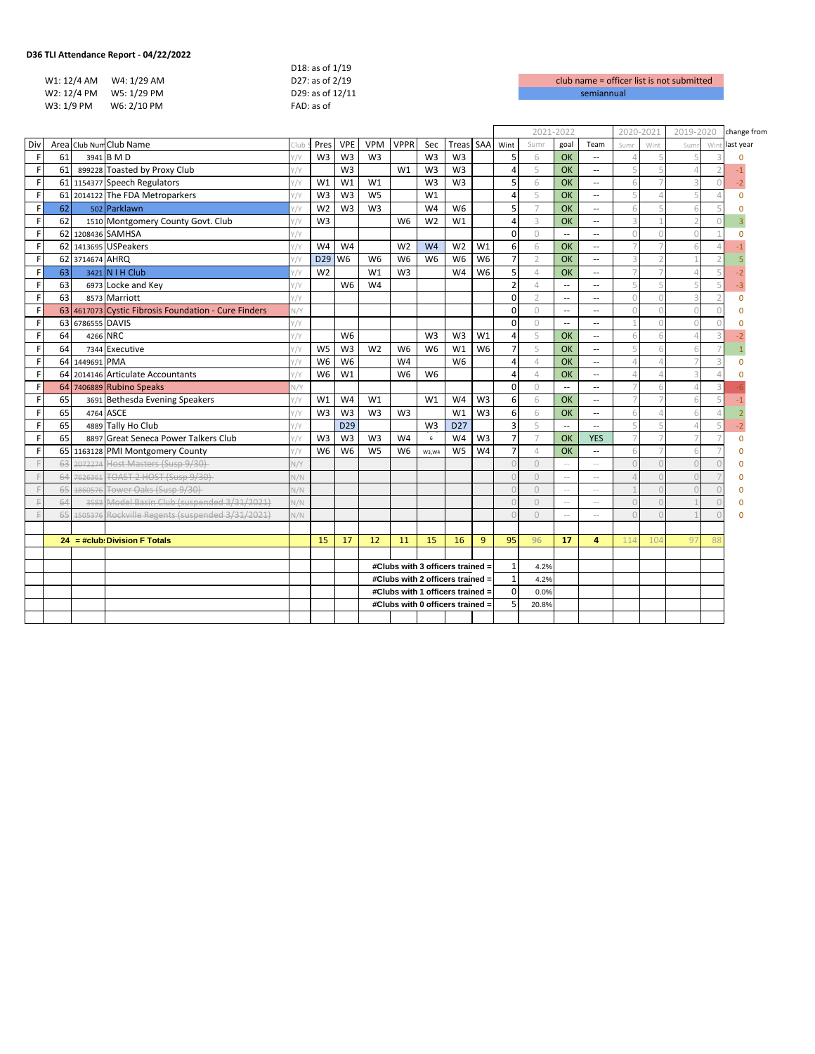**D36 TLI Attendance Report - 04/22/2022**

| | |
|---|---|
| W1: 12/4 AM | W4: 1/29 AM |
| W2: 12/4 PM | W5: 1/29 PM |
| W3: 1/9 PM | W6: 2/10 PM |

D18: as of 1/19
D27: as of 2/19
D29: as of 12/11
FAD: as of

club name = officer list is not submitted

semiannual

| Div | Area | Club Num | Club Name | Club | Pres | VPE | VPM | VPPR | Sec | Treas | SAA | Wint | 2021-2022 Sumr | goal | Team | 2020-2021 Sumr | Wint | 2019-2020 Sumr | Wint | change from last year |
|---|---|---|---|---|---|---|---|---|---|---|---|---|---|---|---|---|---|---|---|---|
| F | 61 | 3941 | B M D | Y/Y | W3 | W3 | W3 | | W3 | W3 | | 5 | 6 | OK | -- | 4 | 5 | 5 | 3 | 0 |
| F | 61 | 899228 | Toasted by Proxy Club | Y/Y | | W3 | | W1 | W3 | W3 | | 4 | 5 | OK | -- | 5 | 5 | 4 | 2 | -1 |
| F | 61 | 1154377 | Speech Regulators | Y/Y | W1 | W1 | W1 | | W3 | W3 | | 5 | 6 | OK | -- | 6 | 7 | 3 | 0 | -2 |
| F | 61 | 2014122 | The FDA Metroparkers | Y/Y | W3 | W3 | W5 | | W1 | | | 4 | 5 | OK | -- | 5 | 4 | 5 | 4 | 0 |
| F | 62 | 502 | Parklawn | Y/Y | W2 | W3 | W3 | | W4 | W6 | | 5 | 7 | OK | -- | 6 | 5 | 6 | 5 | 0 |
| F | 62 | 1510 | Montgomery County Govt. Club | Y/Y | W3 | | | W6 | W2 | W1 | | 4 | 3 | OK | -- | 3 | 1 | 2 | 0 | 3 |
| F | 62 | 1208436 | SAMHSA | Y/Y | | | | | | | | 0 | 0 | -- | -- | 0 | 0 | 0 | 1 | 0 |
| F | 62 | 1413695 | USPeakers | Y/Y | W4 | W4 | | W2 | W4 | W2 | W1 | 6 | 6 | OK | -- | 7 | 7 | 6 | 4 | -1 |
| F | 62 | 3714674 | AHRQ | Y/Y | D29 | W6 | W6 | W6 | W6 | W6 | W6 | 7 | 2 | OK | -- | 3 | 2 | 1 | 2 | 5 |
| F | 63 | 3421 | N I H Club | Y/Y | W2 | | W1 | W3 | | W4 | W6 | 5 | 4 | OK | -- | 7 | 7 | 4 | 5 | -2 |
| F | 63 | 6973 | Locke and Key | Y/Y | | W6 | W4 | | | | | 2 | 4 | -- | -- | 5 | 5 | 5 | 5 | -3 |
| F | 63 | 8573 | Marriott | Y/Y | | | | | | | | 0 | 2 | -- | -- | 0 | 0 | 3 | 2 | 0 |
| F | 63 | 4617073 | Cystic Fibrosis Foundation - Cure Finders | N/Y | | | | | | | | 0 | 0 | -- | -- | 0 | 0 | 0 | 0 | 0 |
| F | 63 | 6786555 | DAVIS | Y/Y | | | | | | | | 0 | 0 | -- | -- | 1 | 0 | 0 | 0 | 0 |
| F | 64 | 4266 | NRC | Y/Y | | W6 | | | W3 | W3 | W1 | 4 | 5 | OK | -- | 6 | 6 | 4 | 3 | -2 |
| F | 64 | 7344 | Executive | Y/Y | W5 | W3 | W2 | W6 | W6 | W1 | W6 | 7 | 5 | OK | -- | 5 | 6 | 6 | 7 | 1 |
| F | 64 | 1449691 | PMA | Y/Y | W6 | W6 | | W4 | | W6 | | 4 | 4 | OK | -- | 4 | 4 | 7 | 3 | 0 |
| F | 64 | 2014146 | Articulate Accountants | Y/Y | W6 | W1 | | W6 | W6 | | | 4 | 4 | OK | -- | 4 | 4 | 3 | 4 | 0 |
| F | 64 | 7406889 | Rubino Speaks | N/Y | | | | | | | | 0 | 0 | -- | -- | 7 | 6 | 4 | 3 | -6 |
| F | 65 | 3691 | Bethesda Evening Speakers | Y/Y | W1 | W4 | W1 | | W1 | W4 | W3 | 6 | 6 | OK | -- | 7 | 7 | 6 | 5 | -1 |
| F | 65 | 4764 | ASCE | Y/Y | W3 | W3 | W3 | W3 | | W1 | W3 | 6 | 6 | OK | -- | 6 | 4 | 6 | 4 | 2 |
| F | 65 | 4889 | Tally Ho Club | Y/Y | | D29 | | | W3 | D27 | | 3 | 5 | -- | -- | 5 | 5 | 4 | 5 | -2 |
| F | 65 | 8897 | Great Seneca Power Talkers Club | Y/Y | W3 | W3 | W3 | W4 | 6 | W4 | W3 | 7 | 7 | OK | YES | 7 | 7 | 7 | 7 | 0 |
| F | 65 | 1163128 | PMI Montgomery County | Y/Y | W6 | W6 | W5 | W6 | W3,W4 | W5 | W4 | 7 | 4 | OK | -- | 6 | 7 | 6 | 7 | 0 |
| F | 63 | 2072274 | ~~Host Masters (Susp 9/30)~~ | N/Y | | | | | | | | 0 | 0 | -- | -- | 0 | 0 | 0 | 0 | 0 |
| F | 64 | 7626361 | ~~TOAST 2 HOST (Susp 9/30)~~ | N/N | | | | | | | | 0 | 0 | -- | -- | 4 | 0 | 0 | 7 | 0 |
| F | 65 | 1860576 | ~~Tower Oaks (Susp 9/30)~~ | N/N | | | | | | | | 0 | 0 | -- | -- | 1 | 0 | 0 | 0 | 0 |
| F | 64 | 3583 | ~~Model Basin Club (suspended 3/31/2021)~~ | N/N | | | | | | | | 0 | 0 | -- | -- | 0 | 0 | 1 | 0 | 0 |
| F | 65 | 1505376 | ~~Rockville Regents (suspended 3/31/2021)~~ | N/N | | | | | | | | 0 | 0 | -- | -- | 0 | 0 | 1 | 0 | 0 |
| | **24** | **= #clubs** | **Division F Totals** | | 15 | 17 | 12 | 11 | 15 | 16 | 9 | 95 | 96 | 17 | 4 | 114 | 104 | 97 | 88 | |
| | | | | | | | **#Clubs with 3 officers trained =** | | | | | 1 | 4.2% | | | | | | | |
| | | | | | | | **#Clubs with 2 officers trained =** | | | | | 1 | 4.2% | | | | | | | |
| | | | | | | | **#Clubs with 1 officers trained =** | | | | | 0 | 0.0% | | | | | | | |
| | | | | | | | **#Clubs with 0 officers trained =** | | | | | 5 | 20.8% | | | | | | | |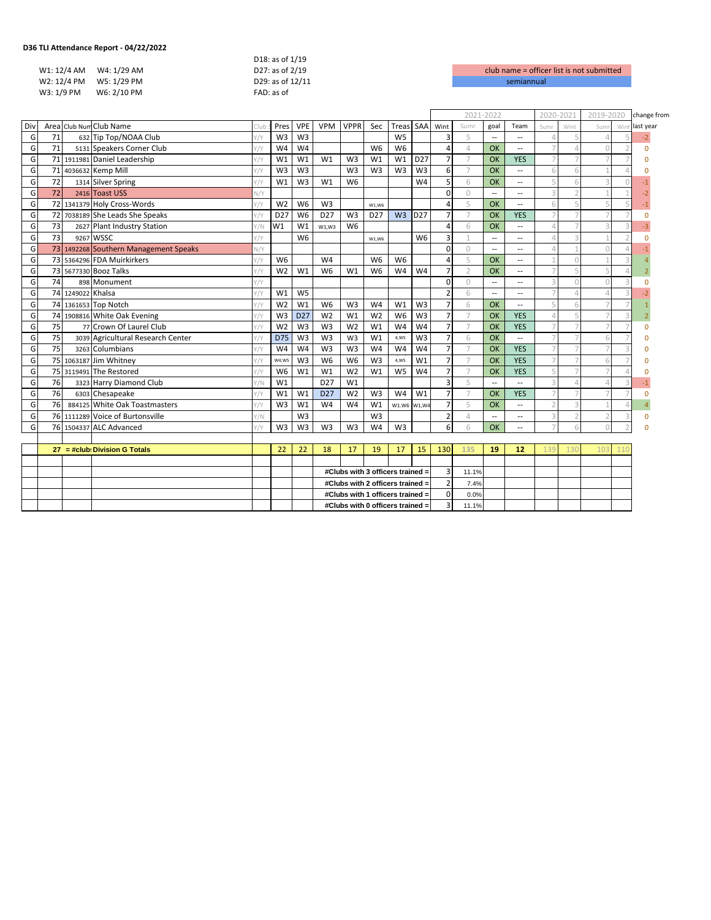**D36 TLI Attendance Report - 04/22/2022**

| | |
|---|---|
| W1: 12/4 AM | W4: 1/29 AM |
| W2: 12/4 PM | W5: 1/29 PM |
| W3: 1/9 PM | W6: 2/10 PM |

D18: as of 1/19
D27: as of 2/19
D29: as of 12/11
FAD: as of

club name = officer list is not submitted
semiannual

| Div | Area | Club Num | Club Name | Club | Pres | VPE | VPM | VPPR | Sec | Treas | SAA | Wint | 2021-2022 Sumr | goal | Team | 2020-2021 Sumr | Wint | 2019-2020 Sumr | Wint | change from last year |
|---|---|---|---|---|---|---|---|---|---|---|---|---|---|---|---|---|---|---|---|---|
| G | 71 | 632 | Tip Top/NOAA Club | Y/Y | W3 | W3 | | | | W5 | | 3 | 5 | -- | -- | 4 | 5 | 4 | 5 | -2 |
| G | 71 | 5131 | Speakers Corner Club | Y/Y | W4 | W4 | | | W6 | W6 | | 4 | 4 | OK | -- | 7 | 4 | 0 | 2 | 0 |
| G | 71 | 1911981 | Daniel Leadership | Y/Y | W1 | W1 | W1 | W3 | W1 | W1 | D27 | 7 | 7 | OK | YES | 7 | 7 | 7 | 7 | 0 |
| G | 71 | 4036632 | Kemp Mill | Y/Y | W3 | W3 | | W3 | W3 | W3 | W3 | 6 | 7 | OK | -- | 6 | 6 | 1 | 4 | 0 |
| G | 72 | 1314 | Silver Spring | Y/Y | W1 | W3 | W1 | W6 | | | W4 | 5 | 6 | OK | -- | 5 | 6 | 3 | 0 | -1 |
| G | 72 | 2416 | Toast USS | N/Y | | | | | | | | 0 | 0 | -- | -- | 3 | 2 | 1 | 1 | -2 |
| G | 72 | 1341379 | Holy Cross-Words | Y/Y | W2 | W6 | W3 | | W1,W6 | | | 4 | 5 | OK | -- | 6 | 5 | 5 | 5 | -1 |
| G | 72 | 7038189 | She Leads She Speaks | Y/Y | D27 | W6 | D27 | W3 | D27 | W3 | D27 | 7 | 7 | OK | YES | 7 | 7 | 7 | 7 | 0 |
| G | 73 | 2627 | Plant Industry Station | Y/N | W1 | W1 | W1,W3 | W6 | | | | 4 | 6 | OK | -- | 4 | 7 | 3 | 3 | -3 |
| G | 73 | 9267 | WSSC | Y/Y | | W6 | | | W1,W6 | | W6 | 3 | 1 | -- | -- | 4 | 3 | 1 | 2 | 0 |
| G | 73 | 1492268 | Southern Management Speaks | N/Y | | | | | | | | 0 | 0 | -- | -- | 4 | 1 | 0 | 4 | -1 |
| G | 73 | 5364296 | FDA Muirkirkers | Y/Y | W6 | | W4 | | W6 | W6 | | 4 | 5 | OK | -- | 1 | 0 | 1 | 3 | 4 |
| G | 73 | 5677330 | Booz Talks | Y/Y | W2 | W1 | W6 | W1 | W6 | W4 | W4 | 7 | 2 | OK | -- | 7 | 5 | 5 | 4 | 2 |
| G | 74 | 898 | Monument | Y/Y | | | | | | | | 0 | 0 | -- | -- | 3 | 0 | 0 | 3 | 0 |
| G | 74 | 1249022 | Khalsa | Y/Y | W1 | W5 | | | | | | 2 | 6 | -- | -- | 7 | 4 | 4 | 3 | -2 |
| G | 74 | 1361653 | Top Notch | Y/Y | W2 | W1 | W6 | W3 | W4 | W1 | W3 | 7 | 6 | OK | -- | 5 | 6 | 7 | 7 | 1 |
| G | 74 | 1908816 | White Oak Evening | Y/Y | W3 | D27 | W2 | W1 | W2 | W6 | W3 | 7 | 7 | OK | YES | 4 | 5 | 7 | 3 | 2 |
| G | 75 | 77 | Crown Of Laurel Club | Y/Y | W2 | W3 | W3 | W2 | W1 | W4 | W4 | 7 | 7 | OK | YES | 7 | 7 | 7 | 7 | 0 |
| G | 75 | 3039 | Agricultural Research Center | Y/Y | D75 | W3 | W3 | W3 | W1 | 4,W5 | W3 | 7 | 6 | OK | -- | 7 | 7 | 6 | 7 | 0 |
| G | 75 | 3263 | Columbians | Y/Y | W4 | W4 | W3 | W3 | W4 | W4 | W4 | 7 | 7 | OK | YES | 7 | 7 | 7 | 3 | 0 |
| G | 75 | 1063187 | Jim Whitney | Y/Y | W4,W5 | W3 | W6 | W6 | W3 | 4,W5 | W1 | 7 | 7 | OK | YES | 7 | 7 | 6 | 7 | 0 |
| G | 75 | 3119491 | The Restored | Y/Y | W6 | W1 | W1 | W2 | W1 | W5 | W4 | 7 | 7 | OK | YES | 5 | 7 | 7 | 4 | 0 |
| G | 76 | 3323 | Harry Diamond Club | Y/N | W1 | | D27 | W1 | | | | 3 | 5 | -- | -- | 3 | 4 | 4 | 3 | -1 |
| G | 76 | 6303 | Chesapeake | Y/Y | W1 | W1 | D27 | W2 | W3 | W4 | W1 | 7 | 7 | OK | YES | 7 | 7 | 7 | 7 | 0 |
| G | 76 | 884125 | White Oak Toastmasters | Y/Y | W3 | W1 | W4 | W4 | W1 | W1.W6 | W1,W4 | 7 | 5 | OK | -- | 2 | 3 | 1 | 4 | 4 |
| G | 76 | 1111289 | Voice of Burtonsville | Y/N | | W3 | | | W3 | | | 2 | 4 | -- | -- | 3 | 2 | 2 | 3 | 0 |
| G | 76 | 1504337 | ALC Advanced | Y/Y | W3 | W3 | W3 | W3 | W4 | W3 | | 6 | 6 | OK | -- | 7 | 6 | 0 | 2 | 0 |
| | **27** | **= #club** | **Division G Totals** | | 22 | 22 | 18 | 17 | 19 | 17 | 15 | 130 | 135 | 19 | 12 | 139 | 130 | 103 | 110 | |

| | | |
|---|---|---|
| **#Clubs with 3 officers trained =** | 3 | 11.1% |
| **#Clubs with 2 officers trained =** | 2 | 7.4% |
| **#Clubs with 1 officers trained =** | 0 | 0.0% |
| **#Clubs with 0 officers trained =** | 3 | 11.1% |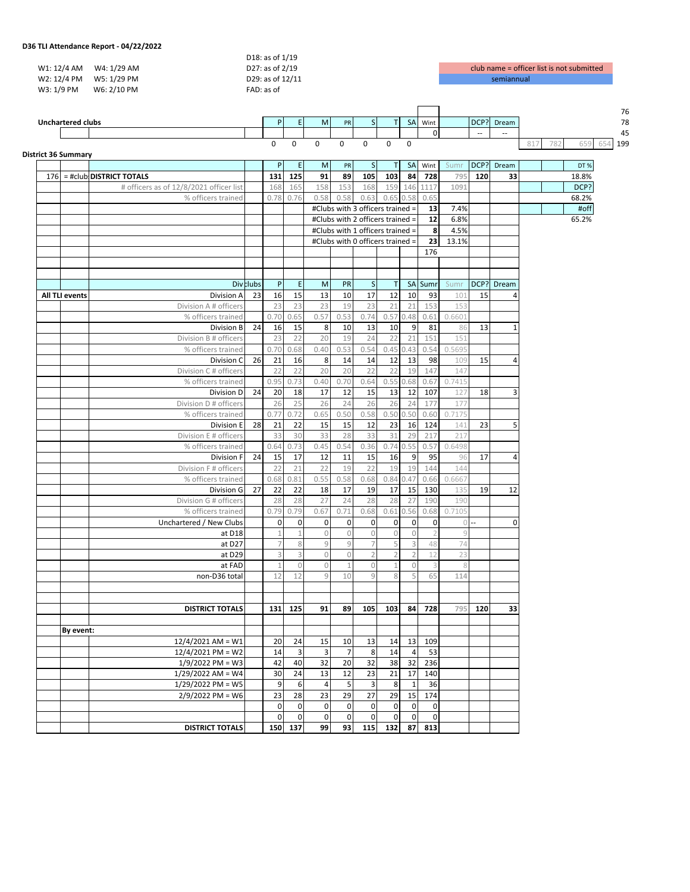**D36 TLI Attendance Report - 04/22/2022**

| | | |
|---|---|---|
| W1: 12/4 AM | W4: 1/29 AM | D18: as of 1/19 |
| W2: 12/4 PM | W5: 1/29 PM | D27: as of 2/19 |
| W3: 1/9 PM | W6: 2/10 PM | D29: as of 12/11 |
| | | FAD: as of |

club name = officer list is not submitted

semiannual

**Unchartered clubs**

| | P | E | M | PR | S | T | SA | Wint | | DCP? | Dream | | | | | |
|---|---|---|---|---|---|---|---|---|---|---|---|---|---|---|---|---|
| | | | | | | | | 0 | | -- | -- | | | | | 76 |
| | 0 | 0 | 0 | 0 | 0 | 0 | 0 | | | | | 817 | 782 | 659 | 654 | 78 |
| | | | | | | | | | | | | | | | | 45 |
| | | | | | | | | | | | | | | | | 199 |

**District 36 Summary**

| | | | | P | E | M | PR | S | T | SA | Wint | Sumr | DCP? | Dream | | DT % |
|---|---|---|---|---|---|---|---|---|---|---|---|---|---|---|---|---|
| 176 | = #club | DISTRICT TOTALS | | 131 | 125 | 91 | 89 | 105 | 103 | 84 | 728 | 795 | 120 | 33 | | 18.8% |
| | | # officers as of 12/8/2021 officer list | | 168 | 165 | 158 | 153 | 168 | 159 | 146 | 1117 | 1091 | | | | DCP? |
| | | % officers trained | | 0.78 | 0.76 | 0.58 | 0.58 | 0.63 | 0.65 | 0.58 | 0.65 | | | | | 68.2% |
| | | | | | | #Clubs with 3 officers trained = | | | | | 13 | 7.4% | | | | #off |
| | | | | | | #Clubs with 2 officers trained = | | | | | 12 | 6.8% | | | | 65.2% |
| | | | | | | #Clubs with 1 officers trained = | | | | | 8 | 4.5% | | | | |
| | | | | | | #Clubs with 0 officers trained = | | | | | 23 | 13.1% | | | | |
| | | | | | | | | | | | 176 | | | | | |

| | | Div | clubs | P | E | M | PR | S | T | SA | Sumr | Sumr | DCP? | Dream |
|---|---|---|---|---|---|---|---|---|---|---|---|---|---|---|
| All TLI events | | Division A | 23 | 16 | 15 | 13 | 10 | 17 | 12 | 10 | 93 | 101 | 15 | 4 |
| | | Division A # officers | | 23 | 23 | 23 | 19 | 23 | 21 | 21 | 153 | 153 | | |
| | | % officers trained | | 0.70 | 0.65 | 0.57 | 0.53 | 0.74 | 0.57 | 0.48 | 0.61 | 0.6601 | | |
| | | Division B | 24 | 16 | 15 | 8 | 10 | 13 | 10 | 9 | 81 | 86 | 13 | 1 |
| | | Division B # officers | | 23 | 22 | 20 | 19 | 24 | 22 | 21 | 151 | 151 | | |
| | | % officers trained | | 0.70 | 0.68 | 0.40 | 0.53 | 0.54 | 0.45 | 0.43 | 0.54 | 0.5695 | | |
| | | Division C | 26 | 21 | 16 | 8 | 14 | 14 | 12 | 13 | 98 | 109 | 15 | 4 |
| | | Division C # officers | | 22 | 22 | 20 | 20 | 22 | 22 | 19 | 147 | 147 | | |
| | | % officers trained | | 0.95 | 0.73 | 0.40 | 0.70 | 0.64 | 0.55 | 0.68 | 0.67 | 0.7415 | | |
| | | Division D | 24 | 20 | 18 | 17 | 12 | 15 | 13 | 12 | 107 | 127 | 18 | 3 |
| | | Division D # officers | | 26 | 25 | 26 | 24 | 26 | 26 | 24 | 177 | 177 | | |
| | | % officers trained | | 0.77 | 0.72 | 0.65 | 0.50 | 0.58 | 0.50 | 0.50 | 0.60 | 0.7175 | | |
| | | Division E | 28 | 21 | 22 | 15 | 15 | 12 | 23 | 16 | 124 | 141 | 23 | 5 |
| | | Division E # officers | | 33 | 30 | 33 | 28 | 33 | 31 | 29 | 217 | 217 | | |
| | | % officers trained | | 0.64 | 0.73 | 0.45 | 0.54 | 0.36 | 0.74 | 0.55 | 0.57 | 0.6498 | | |
| | | Division F | 24 | 15 | 17 | 12 | 11 | 15 | 16 | 9 | 95 | 96 | 17 | 4 |
| | | Division F # officers | | 22 | 21 | 22 | 19 | 22 | 19 | 19 | 144 | 144 | | |
| | | % officers trained | | 0.68 | 0.81 | 0.55 | 0.58 | 0.68 | 0.84 | 0.47 | 0.66 | 0.6667 | | |
| | | Division G | 27 | 22 | 22 | 18 | 17 | 19 | 17 | 15 | 130 | 135 | 19 | 12 |
| | | Division G # officers | | 28 | 28 | 27 | 24 | 28 | 28 | 27 | 190 | 190 | | |
| | | % officers trained | | 0.79 | 0.79 | 0.67 | 0.71 | 0.68 | 0.61 | 0.56 | 0.68 | 0.7105 | | |
| | | Unchartered / New Clubs | | 0 | 0 | 0 | 0 | 0 | 0 | 0 | 0 | 0 | -- | 0 |
| | | at D18 | | 1 | 1 | 0 | 0 | 0 | 0 | 0 | 2 | 9 | | |
| | | at D27 | | 7 | 8 | 9 | 9 | 7 | 5 | 3 | 48 | 74 | | |
| | | at D29 | | 3 | 3 | 0 | 0 | 2 | 2 | 2 | 12 | 23 | | |
| | | at FAD | | 1 | 0 | 0 | 1 | 0 | 1 | 0 | 3 | 8 | | |
| | | non-D36 total | | 12 | 12 | 9 | 10 | 9 | 8 | 5 | 65 | 114 | | |
| | | | | | | | | | | | | | | |
| | | DISTRICT TOTALS | | 131 | 125 | 91 | 89 | 105 | 103 | 84 | 728 | 795 | 120 | 33 |
| | | | | | | | | | | | | | | |
| By event: | | | | | | | | | | | | | | |
| | | 12/4/2021 AM = W1 | | 20 | 24 | 15 | 10 | 13 | 14 | 13 | 109 | | | |
| | | 12/4/2021 PM = W2 | | 14 | 3 | 3 | 7 | 8 | 14 | 4 | 53 | | | |
| | | 1/9/2022 PM = W3 | | 42 | 40 | 32 | 20 | 32 | 38 | 32 | 236 | | | |
| | | 1/29/2022 AM = W4 | | 30 | 24 | 13 | 12 | 23 | 21 | 17 | 140 | | | |
| | | 1/29/2022 PM = W5 | | 9 | 6 | 4 | 5 | 3 | 8 | 1 | 36 | | | |
| | | 2/9/2022 PM = W6 | | 23 | 28 | 23 | 29 | 27 | 29 | 15 | 174 | | | |
| | | | | 0 | 0 | 0 | 0 | 0 | 0 | 0 | 0 | | | |
| | | | | 0 | 0 | 0 | 0 | 0 | 0 | 0 | 0 | | | |
| | | DISTRICT TOTALS | | 150 | 137 | 99 | 93 | 115 | 132 | 87 | 813 | | | |